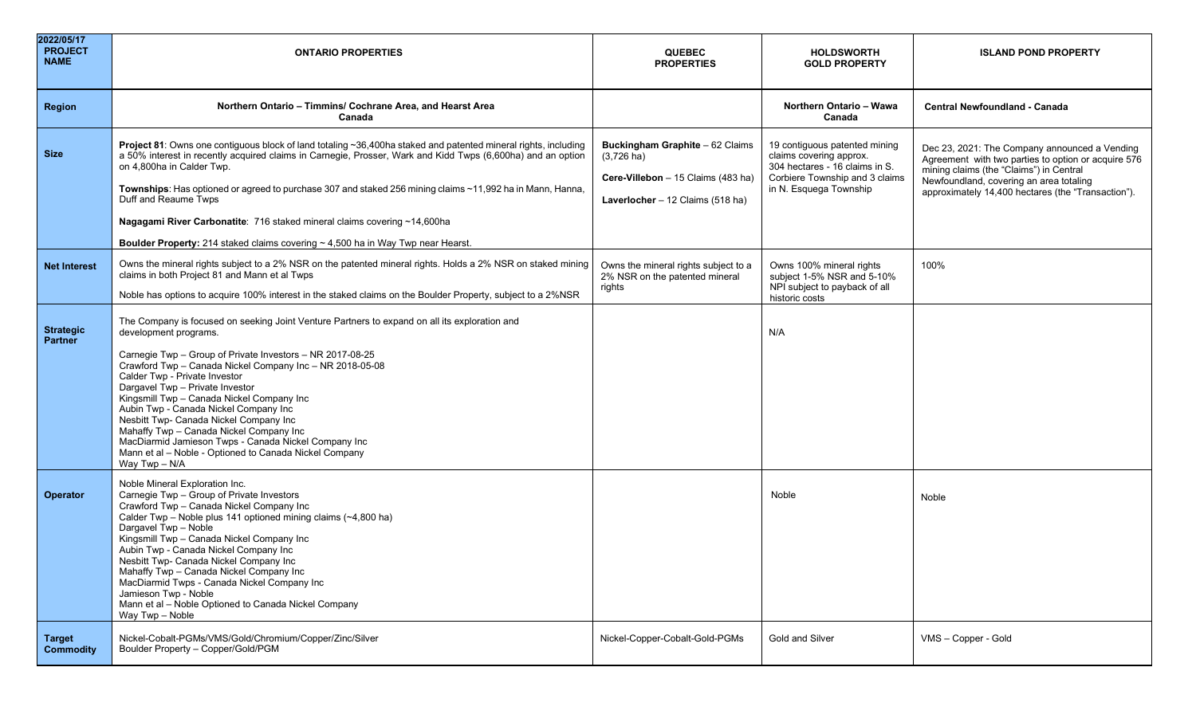| 2022/05/17 PROJECT NAME | ONTARIO PROPERTIES | QUEBEC PROPERTIES | HOLDSWORTH GOLD PROPERTY | ISLAND POND PROPERTY |
|---|---|---|---|---|
| **Region** | **Northern Ontario – Timmins/ Cochrane Area, and Hearst Area Canada** | | **Northern Ontario – Wawa Canada** | **Central Newfoundland - Canada** |
| **Size** | **Project 81**: Owns one contiguous block of land totaling ~36,400ha staked and patented mineral rights, including a 50% interest in recently acquired claims in Carnegie, Prosser, Wark and Kidd Twps (6,600ha) and an option on 4,800ha in Calder Twp.<br><br>**Townships**: Has optioned or agreed to purchase 307 and staked 256 mining claims ~11,992 ha in Mann, Hanna, Duff and Reaume Twps<br><br>**Nagagami River Carbonatite**: 716 staked mineral claims covering ~14,600ha<br><br>**Boulder Property:** 214 staked claims covering ~ 4,500 ha in Way Twp near Hearst. | **Buckingham Graphite** – 62 Claims (3,726 ha)<br><br>**Cere-Villebon** – 15 Claims (483 ha)<br><br>**Laverlocher** – 12 Claims (518 ha) | 19 contiguous patented mining claims covering approx. 304 hectares - 16 claims in S. Corbiere Township and 3 claims in N. Esquega Township | Dec 23, 2021: The Company announced a Vending Agreement with two parties to option or acquire 576 mining claims (the "Claims") in Central Newfoundland, covering an area totaling approximately 14,400 hectares (the "Transaction"). |
| **Net Interest** | Owns the mineral rights subject to a 2% NSR on the patented mineral rights. Holds a 2% NSR on staked mining claims in both Project 81 and Mann et al Twps<br><br>Noble has options to acquire 100% interest in the staked claims on the Boulder Property, subject to a 2%NSR | Owns the mineral rights subject to a 2% NSR on the patented mineral rights | Owns 100% mineral rights subject 1-5% NSR and 5-10% NPI subject to payback of all historic costs | 100% |
| **Strategic Partner** | The Company is focused on seeking Joint Venture Partners to expand on all its exploration and development programs.<br><br>Carnegie Twp – Group of Private Investors – NR 2017-08-25<br>Crawford Twp – Canada Nickel Company Inc – NR 2018-05-08<br>Calder Twp - Private Investor<br>Dargavel Twp – Private Investor<br>Kingsmill Twp – Canada Nickel Company Inc<br>Aubin Twp - Canada Nickel Company Inc<br>Nesbitt Twp- Canada Nickel Company Inc<br>Mahaffy Twp – Canada Nickel Company Inc<br>MacDiarmid Jamieson Twps - Canada Nickel Company Inc<br>Mann et al – Noble - Optioned to Canada Nickel Company<br>Way Twp – N/A | | N/A | |
| **Operator** | Noble Mineral Exploration Inc.<br>Carnegie Twp – Group of Private Investors<br>Crawford Twp – Canada Nickel Company Inc<br>Calder Twp – Noble plus 141 optioned mining claims (~4,800 ha)<br>Dargavel Twp – Noble<br>Kingsmill Twp – Canada Nickel Company Inc<br>Aubin Twp - Canada Nickel Company Inc<br>Nesbitt Twp- Canada Nickel Company Inc<br>Mahaffy Twp – Canada Nickel Company Inc<br>MacDiarmid Twps - Canada Nickel Company Inc<br>Jamieson Twp - Noble<br>Mann et al – Noble Optioned to Canada Nickel Company<br>Way Twp – Noble | | Noble | Noble |
| **Target Commodity** | Nickel-Cobalt-PGMs/VMS/Gold/Chromium/Copper/Zinc/Silver<br>Boulder Property – Copper/Gold/PGM | Nickel-Copper-Cobalt-Gold-PGMs | Gold and Silver | VMS – Copper - Gold |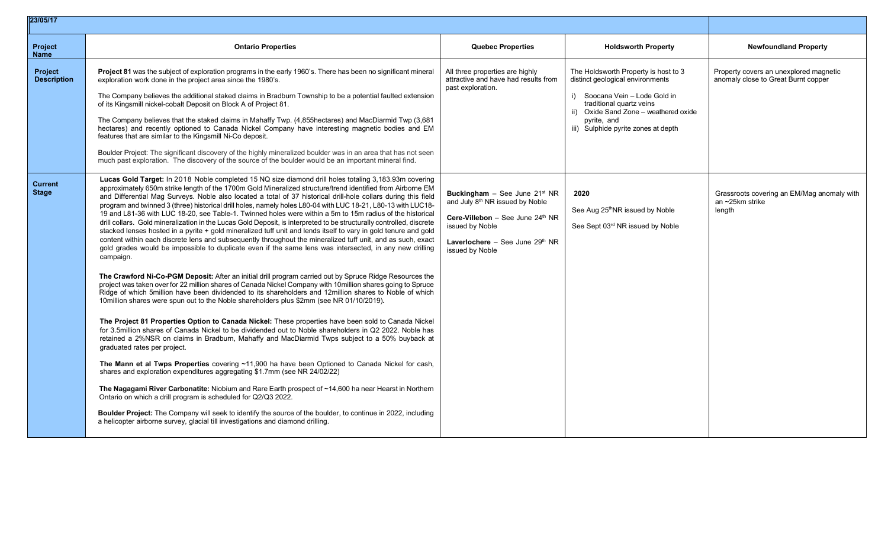| 23/05/17 | | | | |
|---|---|---|---|---|
| **Project Name** | **Ontario Properties** | **Quebec Properties** | **Holdsworth Property** | **Newfoundland Property** |
| **Project Description** | **Project 81** was the subject of exploration programs in the early 1960's. There has been no significant mineral exploration work done in the project area since the 1980's.<br><br>The Company believes the additional staked claims in Bradburn Township to be a potential faulted extension of its Kingsmill nickel-cobalt Deposit on Block A of Project 81.<br><br>The Company believes that the staked claims in Mahaffy Twp. (4,855hectares) and MacDiarmid Twp (3,681 hectares) and recently optioned to Canada Nickel Company have interesting magnetic bodies and EM features that are similar to the Kingsmill Ni-Co deposit.<br><br>Boulder Project: The significant discovery of the highly mineralized boulder was in an area that has not seen much past exploration. The discovery of the source of the boulder would be an important mineral find. | All three properties are highly attractive and have had results from past exploration. | The Holdsworth Property is host to 3 distinct geological environments<br>i) Soocana Vein – Lode Gold in traditional quartz veins<br>ii) Oxide Sand Zone – weathered oxide pyrite, and<br>iii) Sulphide pyrite zones at depth | Property covers an unexplored magnetic anomaly close to Great Burnt copper |
| **Current Stage** | **Lucas Gold Target:** In 2018 Noble completed 15 NQ size diamond drill holes totaling 3,183.93m covering approximately 650m strike length of the 1700m Gold Mineralized structure/trend identified from Airborne EM and Differential Mag Surveys. Noble also located a total of 37 historical drill-hole collars during this field program and twinned 3 (three) historical drill holes, namely holes L80-04 with LUC 18-21, L80-13 with LUC18-19 and L81-36 with LUC 18-20, see Table-1. Twinned holes were within a 5m to 15m radius of the historical drill collars. Gold mineralization in the Lucas Gold Deposit, is interpreted to be structurally controlled, discrete stacked lenses hosted in a pyrite + gold mineralized tuff unit and lends itself to vary in gold tenure and gold content within each discrete lens and subsequently throughout the mineralized tuff unit, and as such, exact gold grades would be impossible to duplicate even if the same lens was intersected, in any new drilling campaign.<br><br>**The Crawford Ni-Co-PGM Deposit:** After an initial drill program carried out by Spruce Ridge Resources the project was taken over for 22 million shares of Canada Nickel Company with 10million shares going to Spruce Ridge of which 5million have been dividended to its shareholders and 12million shares to Noble of which 10million shares were spun out to the Noble shareholders plus $2mm (see NR 01/10/2019).<br><br>**The Project 81 Properties Option to Canada Nickel:** These properties have been sold to Canada Nickel for 3.5million shares of Canada Nickel to be dividended out to Noble shareholders in Q2 2022. Noble has retained a 2%NSR on claims in Bradburn, Mahaffy and MacDiarmid Twps subject to a 50% buyback at graduated rates per project.<br><br>**The Mann et al Twps Properties** covering ~11,900 ha have been Optioned to Canada Nickel for cash, shares and exploration expenditures aggregating $1.7mm (see NR 24/02/22)<br><br>**The Nagagami River Carbonatite:** Niobium and Rare Earth prospect of ~14,600 ha near Hearst in Northern Ontario on which a drill program is scheduled for Q2/Q3 2022.<br><br>**Boulder Project:** The Company will seek to identify the source of the boulder, to continue in 2022, including a helicopter airborne survey, glacial till investigations and diamond drilling. | **Buckingham** – See June 21st NR and July 8th NR issued by Noble<br><br>**Cere-Villebon** – See June 24th NR issued by Noble<br><br>**Laverlochere** – See June 29th NR issued by Noble | **2020**<br><br>See Aug 25thNR issued by Noble<br><br>See Sept 03rd NR issued by Noble | Grassroots covering an EM/Mag anomaly with an ~25km strike length |